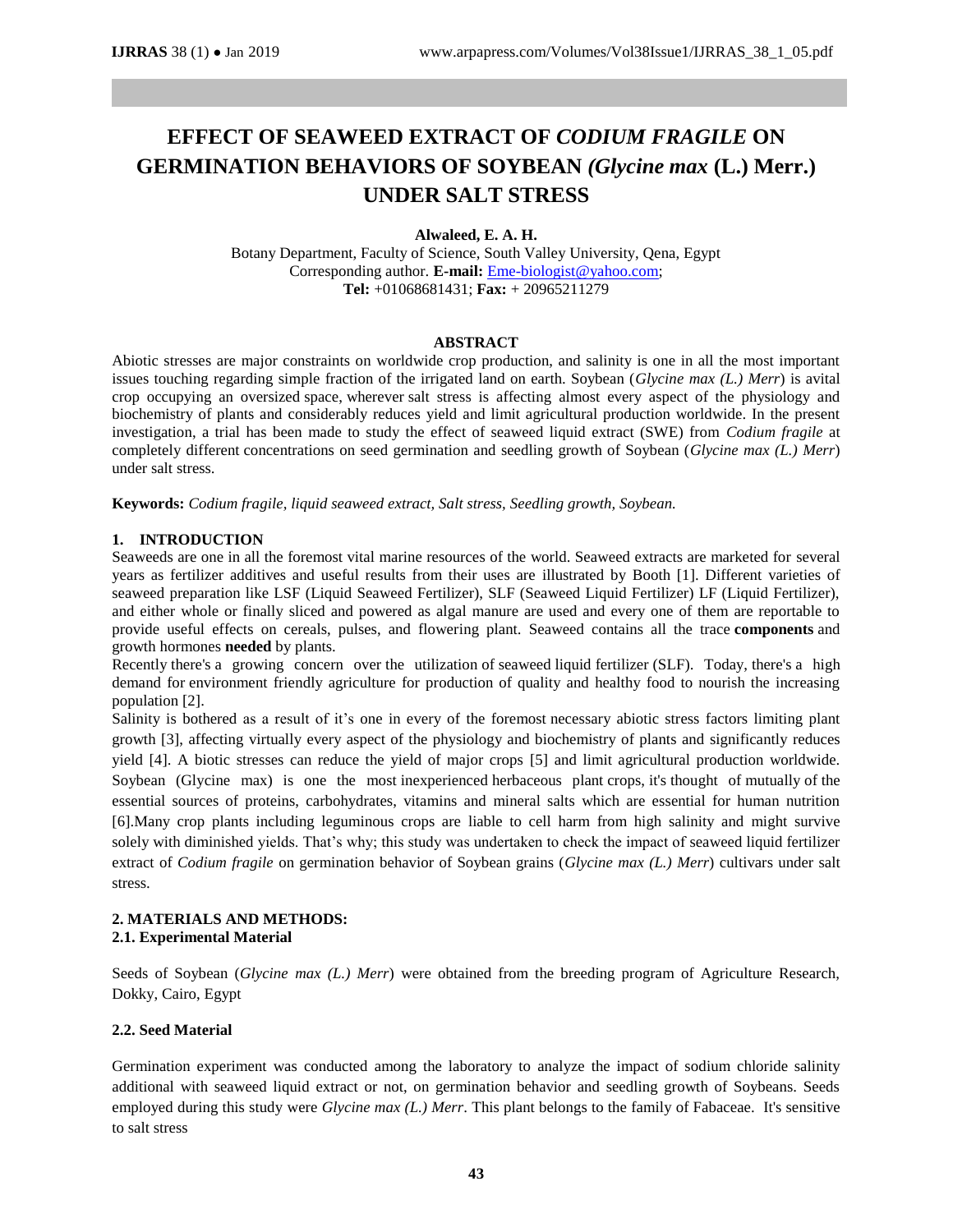# EFFECT OF SEAWEED EXTRACT OF *CODIUM FRAGILE* ON GERMINATION BEHAVIORS OF SOYBEAN *(Glycine max* (L.) Merr.) UNDER SALT STRESS

**Alwaleed, E. A. H.**

Botany Department, Faculty of Science, South Valley University, Qena, Egypt
Corresponding author. **E-mail:** Eme-biologist@yahoo.com;
**Tel:** +01068681431; **Fax:** + 20965211279

## ABSTRACT

Abiotic stresses are major constraints on worldwide crop production, and salinity is one in all the most important issues touching regarding simple fraction of the irrigated land on earth. Soybean (*Glycine max (L.) Merr*) is avital crop occupying an oversized space, wherever salt stress is affecting almost every aspect of the physiology and biochemistry of plants and considerably reduces yield and limit agricultural production worldwide. In the present investigation, a trial has been made to study the effect of seaweed liquid extract (SWE) from *Codium fragile* at completely different concentrations on seed germination and seedling growth of Soybean (*Glycine max (L.) Merr*) under salt stress.

**Keywords:** *Codium fragile, liquid seaweed extract, Salt stress, Seedling growth, Soybean.*

## 1. INTRODUCTION

Seaweeds are one in all the foremost vital marine resources of the world. Seaweed extracts are marketed for several years as fertilizer additives and useful results from their uses are illustrated by Booth [1]. Different varieties of seaweed preparation like LSF (Liquid Seaweed Fertilizer), SLF (Seaweed Liquid Fertilizer) LF (Liquid Fertilizer), and either whole or finally sliced and powered as algal manure are used and every one of them are reportable to provide useful effects on cereals, pulses, and flowering plant. Seaweed contains all the trace **components** and growth hormones **needed** by plants.

Recently there's a growing concern over the utilization of seaweed liquid fertilizer (SLF). Today, there's a high demand for environment friendly agriculture for production of quality and healthy food to nourish the increasing population [2].

Salinity is bothered as a result of it's one in every of the foremost necessary abiotic stress factors limiting plant growth [3], affecting virtually every aspect of the physiology and biochemistry of plants and significantly reduces yield [4]. A biotic stresses can reduce the yield of major crops [5] and limit agricultural production worldwide. Soybean (Glycine max) is one the most inexperienced herbaceous plant crops, it's thought of mutually of the essential sources of proteins, carbohydrates, vitamins and mineral salts which are essential for human nutrition [6].Many crop plants including leguminous crops are liable to cell harm from high salinity and might survive solely with diminished yields. That's why; this study was undertaken to check the impact of seaweed liquid fertilizer extract of *Codium fragile* on germination behavior of Soybean grains (*Glycine max (L.) Merr*) cultivars under salt stress.

## 2. MATERIALS AND METHODS:

### 2.1. Experimental Material

Seeds of Soybean (*Glycine max (L.) Merr*) were obtained from the breeding program of Agriculture Research, Dokky, Cairo, Egypt

### 2.2. Seed Material

Germination experiment was conducted among the laboratory to analyze the impact of sodium chloride salinity additional with seaweed liquid extract or not, on germination behavior and seedling growth of Soybeans. Seeds employed during this study were *Glycine max (L.) Merr*. This plant belongs to the family of Fabaceae. It's sensitive to salt stress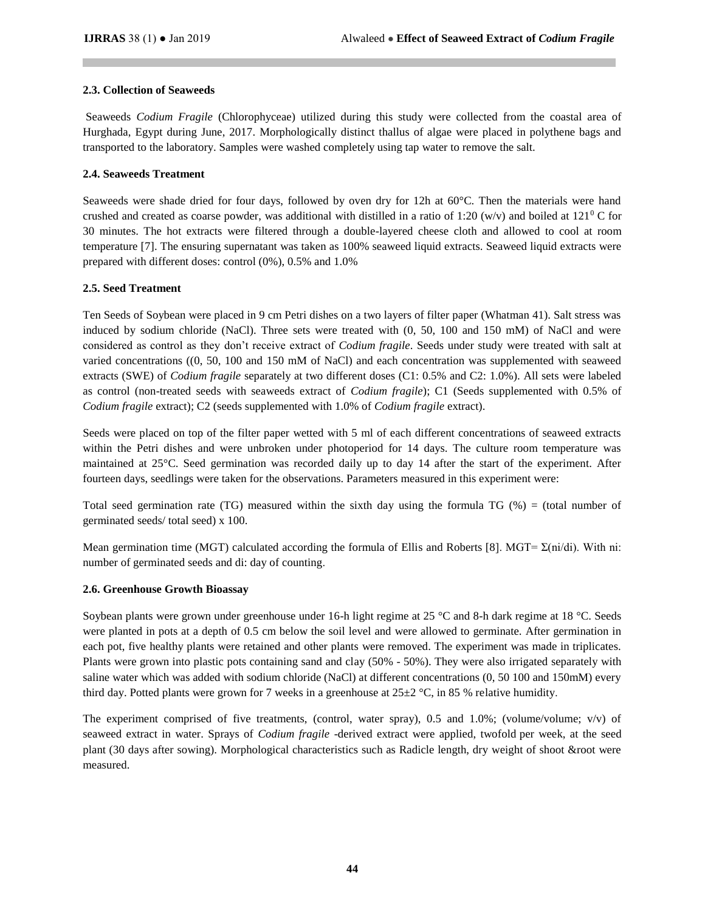### 2.3. Collection of Seaweeds

Seaweeds *Codium Fragile* (Chlorophyceae) utilized during this study were collected from the coastal area of Hurghada, Egypt during June, 2017. Morphologically distinct thallus of algae were placed in polythene bags and transported to the laboratory. Samples were washed completely using tap water to remove the salt.

### 2.4. Seaweeds Treatment

Seaweeds were shade dried for four days, followed by oven dry for 12h at 60°C. Then the materials were hand crushed and created as coarse powder, was additional with distilled in a ratio of 1:20 (w/v) and boiled at $121^0$ C for 30 minutes. The hot extracts were filtered through a double-layered cheese cloth and allowed to cool at room temperature [7]. The ensuring supernatant was taken as 100% seaweed liquid extracts. Seaweed liquid extracts were prepared with different doses: control (0%), 0.5% and 1.0%

### 2.5. Seed Treatment

Ten Seeds of Soybean were placed in 9 cm Petri dishes on a two layers of filter paper (Whatman 41). Salt stress was induced by sodium chloride (NaCl). Three sets were treated with (0, 50, 100 and 150 mM) of NaCl and were considered as control as they don't receive extract of *Codium fragile*. Seeds under study were treated with salt at varied concentrations ((0, 50, 100 and 150 mM of NaCl) and each concentration was supplemented with seaweed extracts (SWE) of *Codium fragile* separately at two different doses (C1: 0.5% and C2: 1.0%). All sets were labeled as control (non-treated seeds with seaweeds extract of *Codium fragile*); C1 (Seeds supplemented with 0.5% of *Codium fragile* extract); C2 (seeds supplemented with 1.0% of *Codium fragile* extract).

Seeds were placed on top of the filter paper wetted with 5 ml of each different concentrations of seaweed extracts within the Petri dishes and were unbroken under photoperiod for 14 days. The culture room temperature was maintained at 25°C. Seed germination was recorded daily up to day 14 after the start of the experiment. After fourteen days, seedlings were taken for the observations. Parameters measured in this experiment were:

Total seed germination rate (TG) measured within the sixth day using the formula TG (%) = (total number of germinated seeds/ total seed) x 100.

Mean germination time (MGT) calculated according the formula of Ellis and Roberts [8]. MGT= $\Sigma(ni/di)$. With ni: number of germinated seeds and di: day of counting.

### 2.6. Greenhouse Growth Bioassay

Soybean plants were grown under greenhouse under 16-h light regime at 25 °C and 8-h dark regime at 18 °C. Seeds were planted in pots at a depth of 0.5 cm below the soil level and were allowed to germinate. After germination in each pot, five healthy plants were retained and other plants were removed. The experiment was made in triplicates. Plants were grown into plastic pots containing sand and clay (50% - 50%). They were also irrigated separately with saline water which was added with sodium chloride (NaCl) at different concentrations (0, 50 100 and 150mM) every third day. Potted plants were grown for 7 weeks in a greenhouse at 25±2 °C, in 85 % relative humidity.

The experiment comprised of five treatments, (control, water spray), 0.5 and 1.0%; (volume/volume; v/v) of seaweed extract in water. Sprays of *Codium fragile* -derived extract were applied, twofold per week, at the seed plant (30 days after sowing). Morphological characteristics such as Radicle length, dry weight of shoot &root were measured.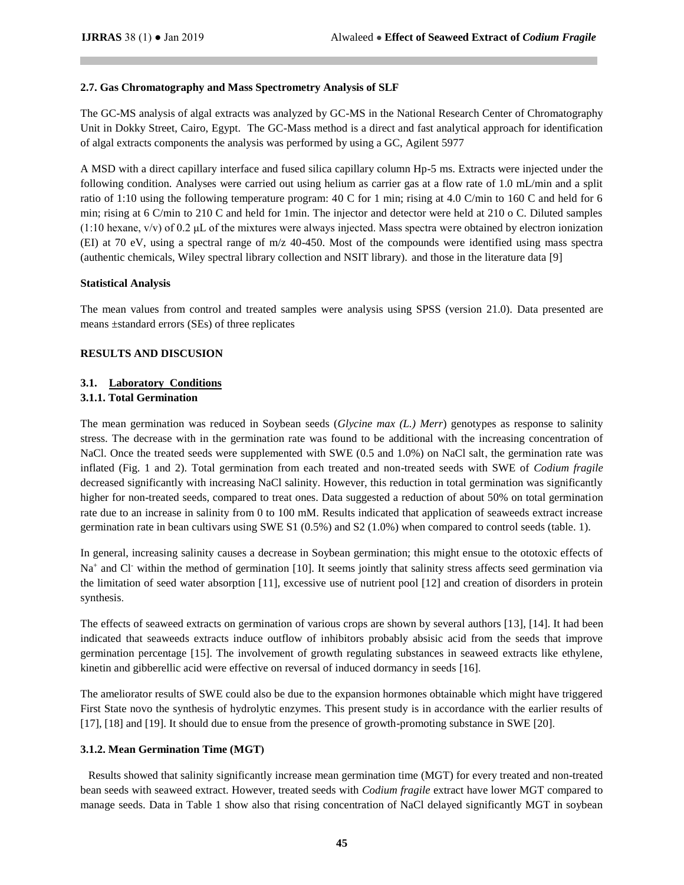### 2.7. Gas Chromatography and Mass Spectrometry Analysis of SLF

The GC-MS analysis of algal extracts was analyzed by GC-MS in the National Research Center of Chromatography Unit in Dokky Street, Cairo, Egypt. The GC-Mass method is a direct and fast analytical approach for identification of algal extracts components the analysis was performed by using a GC, Agilent 5977

A MSD with a direct capillary interface and fused silica capillary column Hp-5 ms. Extracts were injected under the following condition. Analyses were carried out using helium as carrier gas at a flow rate of 1.0 mL/min and a split ratio of 1:10 using the following temperature program: 40 C for 1 min; rising at 4.0 C/min to 160 C and held for 6 min; rising at 6 C/min to 210 C and held for 1min. The injector and detector were held at 210 o C. Diluted samples (1:10 hexane, v/v) of 0.2 μL of the mixtures were always injected. Mass spectra were obtained by electron ionization (EI) at 70 eV, using a spectral range of m/z 40-450. Most of the compounds were identified using mass spectra (authentic chemicals, Wiley spectral library collection and NSIT library). and those in the literature data [9]

### Statistical Analysis

The mean values from control and treated samples were analysis using SPSS (version 21.0). Data presented are means ±standard errors (SEs) of three replicates

## RESULTS AND DISCUSION

### 3.1. Laboratory Conditions

### 3.1.1. Total Germination

The mean germination was reduced in Soybean seeds (*Glycine max (L.) Merr*) genotypes as response to salinity stress. The decrease with in the germination rate was found to be additional with the increasing concentration of NaCl. Once the treated seeds were supplemented with SWE (0.5 and 1.0%) on NaCl salt, the germination rate was inflated (Fig. 1 and 2). Total germination from each treated and non-treated seeds with SWE of *Codium fragile* decreased significantly with increasing NaCl salinity. However, this reduction in total germination was significantly higher for non-treated seeds, compared to treat ones. Data suggested a reduction of about 50% on total germination rate due to an increase in salinity from 0 to 100 mM. Results indicated that application of seaweeds extract increase germination rate in bean cultivars using SWE S1 (0.5%) and S2 (1.0%) when compared to control seeds (table. 1).

In general, increasing salinity causes a decrease in Soybean germination; this might ensue to the ototoxic effects of $Na^+$ and $Cl^-$ within the method of germination [10]. It seems jointly that salinity stress affects seed germination via the limitation of seed water absorption [11], excessive use of nutrient pool [12] and creation of disorders in protein synthesis.

The effects of seaweed extracts on germination of various crops are shown by several authors [13], [14]. It had been indicated that seaweeds extracts induce outflow of inhibitors probably absisic acid from the seeds that improve germination percentage [15]. The involvement of growth regulating substances in seaweed extracts like ethylene, kinetin and gibberellic acid were effective on reversal of induced dormancy in seeds [16].

The ameliorator results of SWE could also be due to the expansion hormones obtainable which might have triggered First State novo the synthesis of hydrolytic enzymes. This present study is in accordance with the earlier results of [17], [18] and [19]. It should due to ensue from the presence of growth-promoting substance in SWE [20].

### 3.1.2. Mean Germination Time (MGT)

Results showed that salinity significantly increase mean germination time (MGT) for every treated and non-treated bean seeds with seaweed extract. However, treated seeds with *Codium fragile* extract have lower MGT compared to manage seeds. Data in Table 1 show also that rising concentration of NaCl delayed significantly MGT in soybean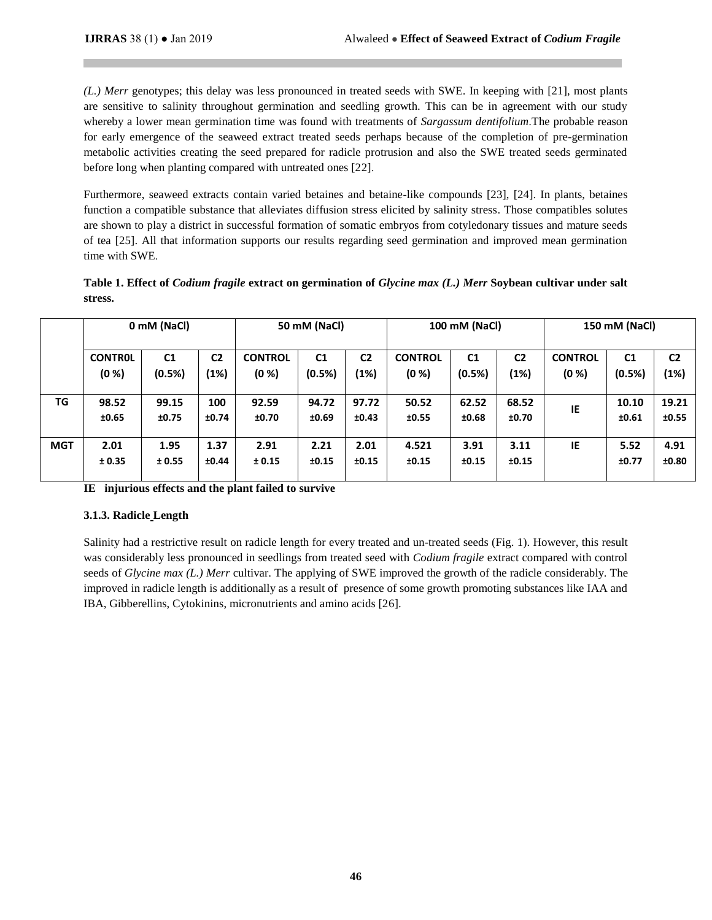*(L.) Merr* genotypes; this delay was less pronounced in treated seeds with SWE. In keeping with [21], most plants are sensitive to salinity throughout germination and seedling growth. This can be in agreement with our study whereby a lower mean germination time was found with treatments of *Sargassum dentifolium*.The probable reason for early emergence of the seaweed extract treated seeds perhaps because of the completion of pre-germination metabolic activities creating the seed prepared for radicle protrusion and also the SWE treated seeds germinated before long when planting compared with untreated ones [22].

Furthermore, seaweed extracts contain varied betaines and betaine-like compounds [23], [24]. In plants, betaines function a compatible substance that alleviates diffusion stress elicited by salinity stress. Those compatibles solutes are shown to play a district in successful formation of somatic embryos from cotyledonary tissues and mature seeds of tea [25]. All that information supports our results regarding seed germination and improved mean germination time with SWE.

**Table 1. Effect of *Codium fragile* extract on germination of *Glycine max (L.) Merr* Soybean cultivar under salt stress.**

| | 0 mM (NaCl) | | | 50 mM (NaCl) | | | 100 mM (NaCl) | | | 150 mM (NaCl) | | |
|---|---|---|---|---|---|---|---|---|---|---|---|---|
| | CONTROL (0 %) | C1 (0.5%) | C2 (1%) | CONTROL (0 %) | C1 (0.5%) | C2 (1%) | CONTROL (0 %) | C1 (0.5%) | C2 (1%) | CONTROL (0 %) | C1 (0.5%) | C2 (1%) |
| **TG** | 98.52 ±0.65 | 99.15 ±0.75 | 100 ±0.74 | 92.59 ±0.70 | 94.72 ±0.69 | 97.72 ±0.43 | 50.52 ±0.55 | 62.52 ±0.68 | 68.52 ±0.70 | IE | 10.10 ±0.61 | 19.21 ±0.55 |
| **MGT** | 2.01 ± 0.35 | 1.95 ± 0.55 | 1.37 ±0.44 | 2.91 ± 0.15 | 2.21 ±0.15 | 2.01 ±0.15 | 4.521 ±0.15 | 3.91 ±0.15 | 3.11 ±0.15 | IE | 5.52 ±0.77 | 4.91 ±0.80 |

**IE injurious effects and the plant failed to survive**

### 3.1.3. Radicle Length

Salinity had a restrictive result on radicle length for every treated and un-treated seeds (Fig. 1). However, this result was considerably less pronounced in seedlings from treated seed with *Codium fragile* extract compared with control seeds of *Glycine max (L.) Merr* cultivar. The applying of SWE improved the growth of the radicle considerably. The improved in radicle length is additionally as a result of presence of some growth promoting substances like IAA and IBA, Gibberellins, Cytokinins, micronutrients and amino acids [26].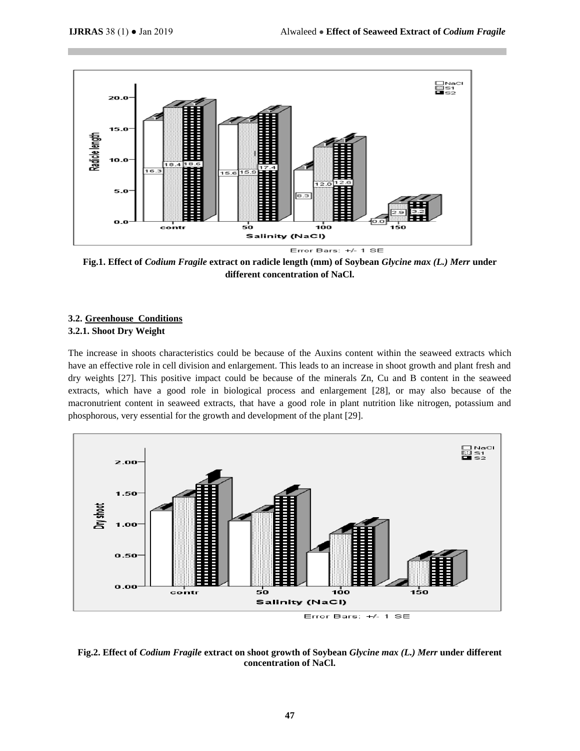Fig.1. **Effect of *Codium Fragile* extract on radicle length (mm) of Soybean *Glycine max (L.) Merr* under different concentration of NaCl.**

### 3.2. Greenhouse Conditions

#### 3.2.1. Shoot Dry Weight

The increase in shoots characteristics could be because of the Auxins content within the seaweed extracts which have an effective role in cell division and enlargement. This leads to an increase in shoot growth and plant fresh and dry weights [27]. This positive impact could be because of the minerals Zn, Cu and B content in the seaweed extracts, which have a good role in biological process and enlargement [28], or may also because of the macronutrient content in seaweed extracts, that have a good role in plant nutrition like nitrogen, potassium and phosphorous, very essential for the growth and development of the plant [29].

Fig.2. **Effect of *Codium Fragile* extract on shoot growth of Soybean *Glycine max (L.) Merr* under different concentration of NaCl.**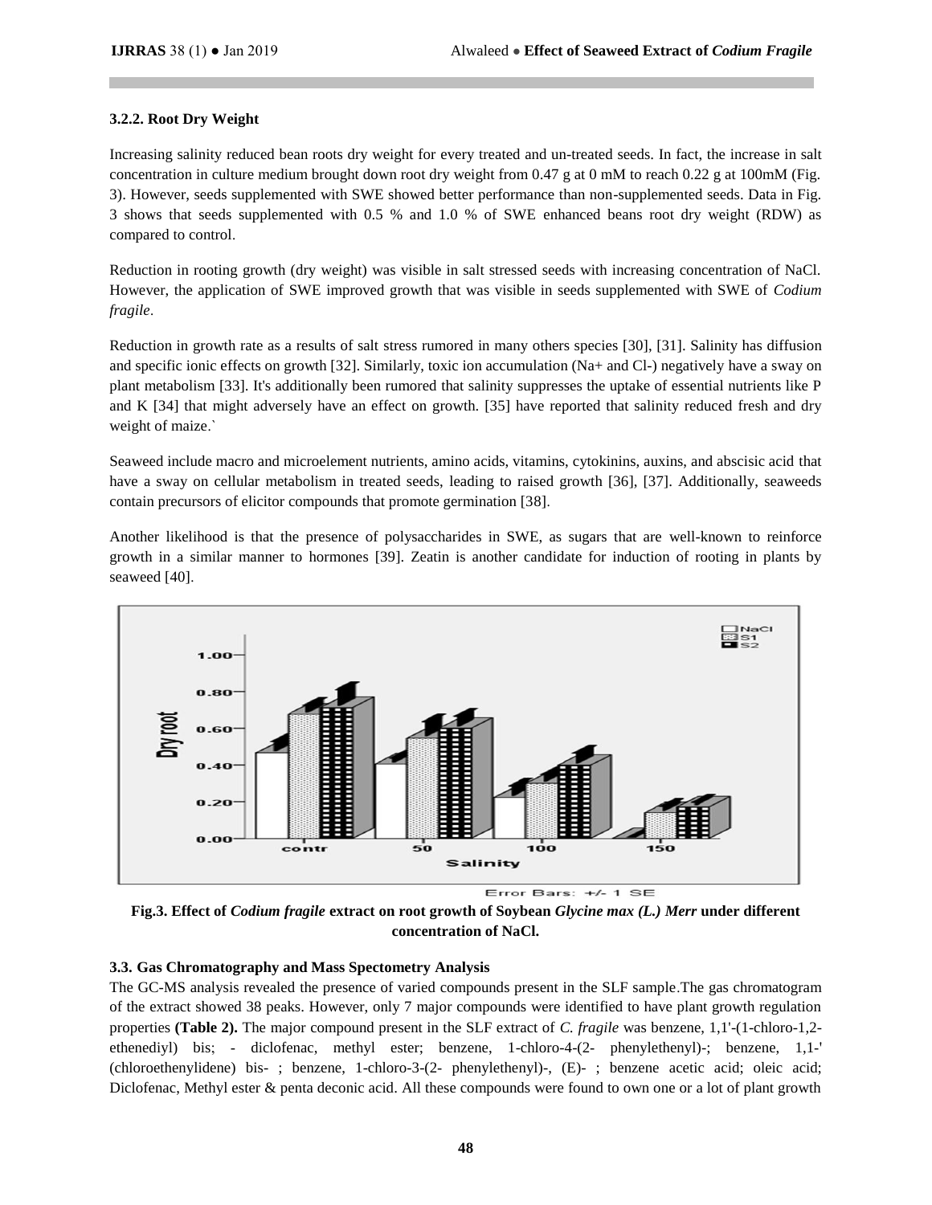### 3.2.2. Root Dry Weight

Increasing salinity reduced bean roots dry weight for every treated and un-treated seeds. In fact, the increase in salt concentration in culture medium brought down root dry weight from 0.47 g at 0 mM to reach 0.22 g at 100mM (Fig. 3). However, seeds supplemented with SWE showed better performance than non-supplemented seeds. Data in Fig. 3 shows that seeds supplemented with 0.5 % and 1.0 % of SWE enhanced beans root dry weight (RDW) as compared to control.

Reduction in rooting growth (dry weight) was visible in salt stressed seeds with increasing concentration of NaCl. However, the application of SWE improved growth that was visible in seeds supplemented with SWE of *Codium fragile*.

Reduction in growth rate as a results of salt stress rumored in many others species [30], [31]. Salinity has diffusion and specific ionic effects on growth [32]. Similarly, toxic ion accumulation ($Na^+$ and $Cl^-$) negatively have a sway on plant metabolism [33]. It's additionally been rumored that salinity suppresses the uptake of essential nutrients like P and K [34] that might adversely have an effect on growth. [35] have reported that salinity reduced fresh and dry weight of maize.`

Seaweed include macro and microelement nutrients, amino acids, vitamins, cytokinins, auxins, and abscisic acid that have a sway on cellular metabolism in treated seeds, leading to raised growth [36], [37]. Additionally, seaweeds contain precursors of elicitor compounds that promote germination [38].

Another likelihood is that the presence of polysaccharides in SWE, as sugars that are well-known to reinforce growth in a similar manner to hormones [39]. Zeatin is another candidate for induction of rooting in plants by seaweed [40].

**Fig.3. Effect of *Codium fragile* extract on root growth of Soybean *Glycine max (L.) Merr* under different concentration of NaCl.**

### 3.3. Gas Chromatography and Mass Spectometry Analysis

The GC-MS analysis revealed the presence of varied compounds present in the SLF sample.The gas chromatogram of the extract showed 38 peaks. However, only 7 major compounds were identified to have plant growth regulation properties **(Table 2).** The major compound present in the SLF extract of *C. fragile* was benzene, 1,1'-(1-chloro-1,2-ethenediyl) bis; - diclofenac, methyl ester; benzene, 1-chloro-4-(2- phenylethenyl)-; benzene, 1,1-' (chloroethenylidene) bis- ; benzene, 1-chloro-3-(2- phenylethenyl)-, (E)- ; benzene acetic acid; oleic acid; Diclofenac, Methyl ester & penta deconic acid. All these compounds were found to own one or a lot of plant growth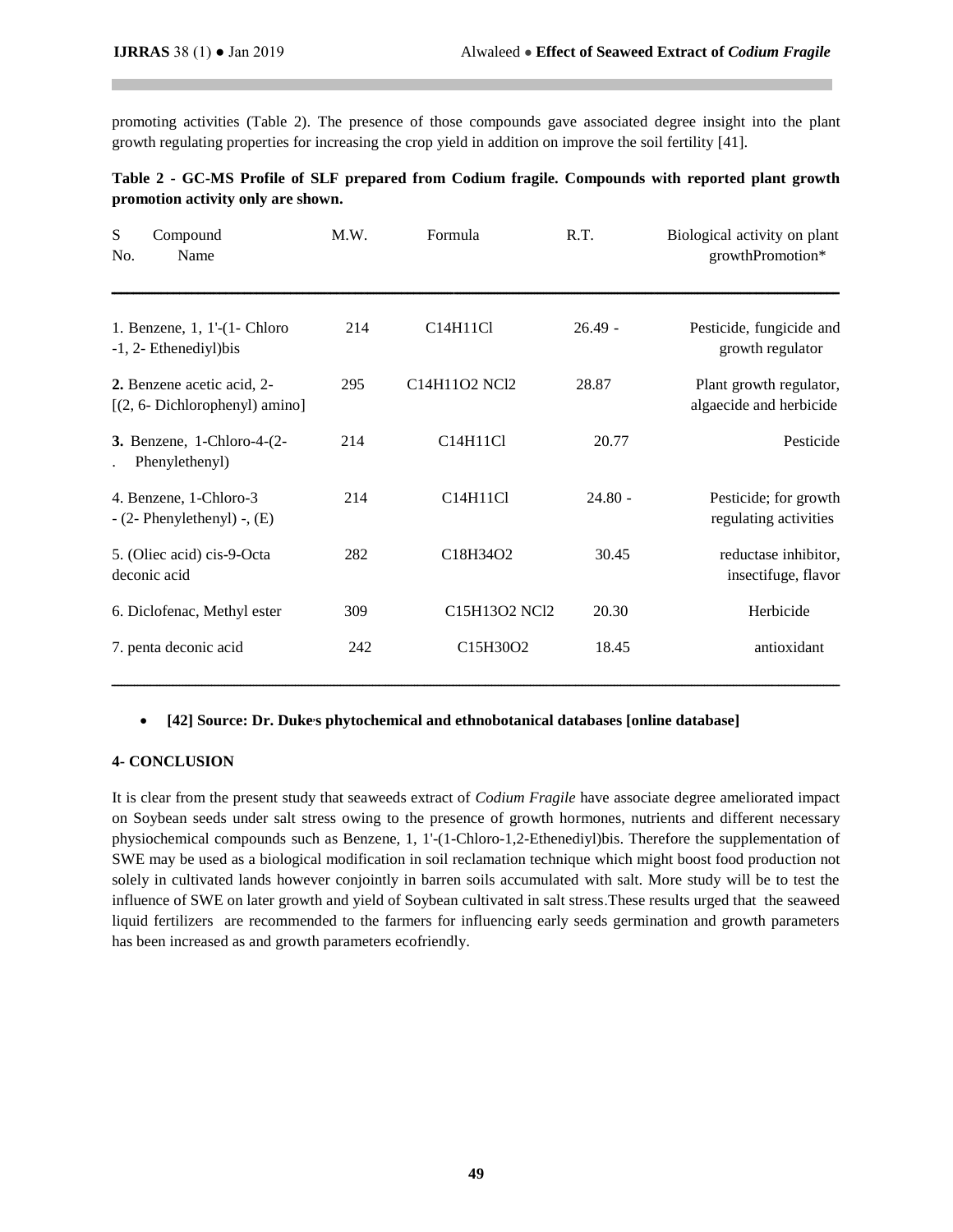promoting activities (Table 2). The presence of those compounds gave associated degree insight into the plant growth regulating properties for increasing the crop yield in addition on improve the soil fertility [41].

**Table 2 - GC-MS Profile of SLF prepared from Codium fragile. Compounds with reported plant growth promotion activity only are shown.**

| S No. Compound Name | M.W. | Formula | R.T. | Biological activity on plant growthPromotion* |
|---|---|---|---|---|
| 1. Benzene, 1, 1'-(1- Chloro -1, 2- Ethenediyl)bis | 214 | $C_{14}H_{11}Cl$ | 26.49 - | Pesticide, fungicide and growth regulator |
| **2.** Benzene acetic acid, 2-[(2, 6- Dichlorophenyl) amino] | 295 | $C_{14}H_{11}O_2NCl_2$ | 28.87 | Plant growth regulator, algaecide and herbicide |
| **3.** Benzene, 1-Chloro-4-(2-. Phenylethenyl) | 214 | $C_{14}H_{11}Cl$ | 20.77 | Pesticide |
| 4. Benzene, 1-Chloro-3 - (2- Phenylethenyl) -, (E) | 214 | $C_{14}H_{11}Cl$ | 24.80 - | Pesticide; for growth regulating activities |
| 5. (Oliec acid) cis-9-Octa deconic acid | 282 | $C_{18}H_{34}O_2$ | 30.45 | reductase inhibitor, insectifuge, flavor |
| 6. Diclofenac, Methyl ester | 309 | $C_{15}H_{13}O_2NCl_2$ | 20.30 | Herbicide |
| 7. penta deconic acid | 242 | $C_{15}H_{30}O_2$ | 18.45 | antioxidant |

- **[42] Source: Dr. Duke's phytochemical and ethnobotanical databases [online database]**

**4- CONCLUSION**

It is clear from the present study that seaweeds extract of *Codium Fragile* have associate degree ameliorated impact on Soybean seeds under salt stress owing to the presence of growth hormones, nutrients and different necessary physiochemical compounds such as Benzene, 1, 1'-(1-Chloro-1,2-Ethenediyl)bis. Therefore the supplementation of SWE may be used as a biological modification in soil reclamation technique which might boost food production not solely in cultivated lands however conjointly in barren soils accumulated with salt. More study will be to test the influence of SWE on later growth and yield of Soybean cultivated in salt stress.These results urged that the seaweed liquid fertilizers are recommended to the farmers for influencing early seeds germination and growth parameters has been increased as and growth parameters ecofriendly.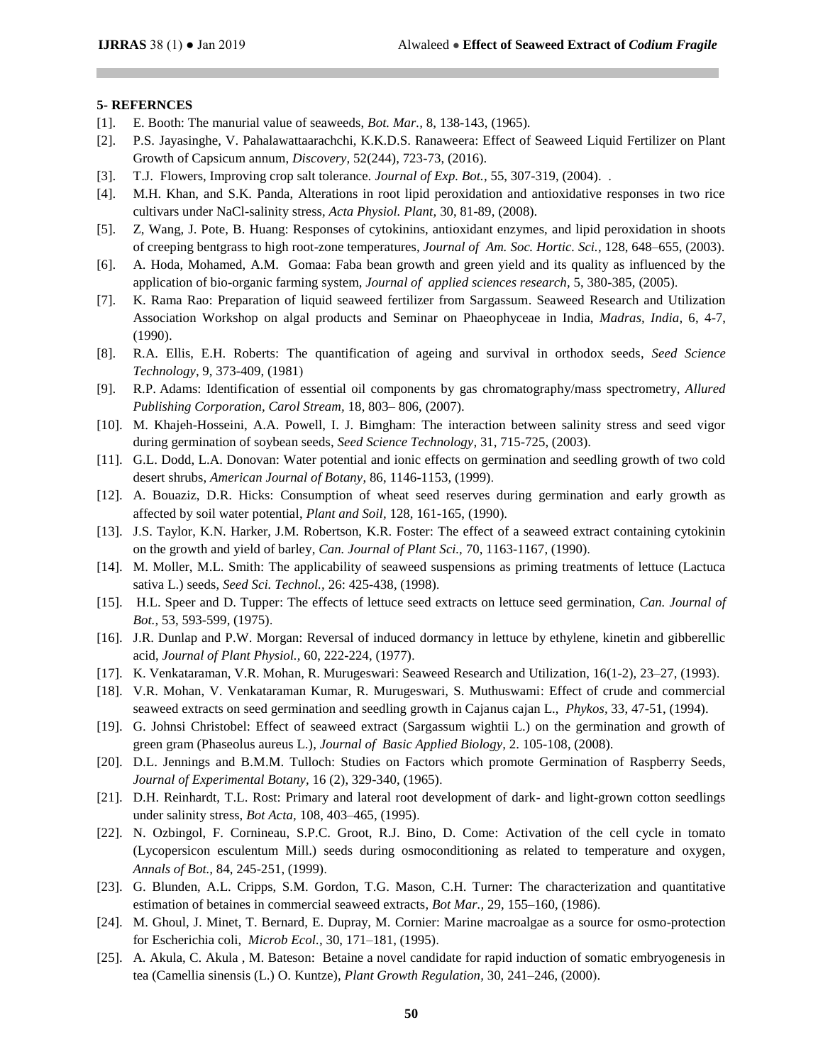## 5- REFERNCES

[1]. E. Booth: The manurial value of seaweeds, *Bot. Mar.,* 8, 138-143, (1965).

[2]. P.S. Jayasinghe, V. Pahalawattaarachchi, K.K.D.S. Ranaweera: Effect of Seaweed Liquid Fertilizer on Plant Growth of Capsicum annum, *Discovery,* 52(244), 723-73, (2016).

[3]. T.J. Flowers, Improving crop salt tolerance. *Journal of Exp. Bot.*, 55, 307-319, (2004). .

[4]. M.H. Khan, and S.K. Panda, Alterations in root lipid peroxidation and antioxidative responses in two rice cultivars under NaCl-salinity stress, *Acta Physiol. Plant,* 30, 81-89, (2008).

[5]. Z, Wang, J. Pote, B. Huang: Responses of cytokinins, antioxidant enzymes, and lipid peroxidation in shoots of creeping bentgrass to high root-zone temperatures, *Journal of Am. Soc. Hortic. Sci.,* 128, 648–655, (2003).

[6]. A. Hoda, Mohamed, A.M. Gomaa: Faba bean growth and green yield and its quality as influenced by the application of bio-organic farming system, *Journal of applied sciences research,* 5, 380-385, (2005).

[7]. K. Rama Rao: Preparation of liquid seaweed fertilizer from Sargassum. Seaweed Research and Utilization Association Workshop on algal products and Seminar on Phaeophyceae in India, *Madras, India,* 6, 4-7, (1990).

[8]. R.A. Ellis, E.H. Roberts: The quantification of ageing and survival in orthodox seeds, *Seed Science Technology*, 9, 373-409, (1981)

[9]. R.P. Adams: Identification of essential oil components by gas chromatography/mass spectrometry, *Allured Publishing Corporation, Carol Stream,* 18, 803– 806, (2007).

[10]. M. Khajeh-Hosseini, A.A. Powell, I. J. Bimgham: The interaction between salinity stress and seed vigor during germination of soybean seeds, *Seed Science Technology,* 31, 715-725, (2003).

[11]. G.L. Dodd, L.A. Donovan: Water potential and ionic effects on germination and seedling growth of two cold desert shrubs, *American Journal of Botany*, 86, 1146-1153, (1999).

[12]. A. Bouaziz, D.R. Hicks: Consumption of wheat seed reserves during germination and early growth as affected by soil water potential, *Plant and Soil,* 128, 161-165, (1990).

[13]. J.S. Taylor, K.N. Harker, J.M. Robertson, K.R. Foster: The effect of a seaweed extract containing cytokinin on the growth and yield of barley, *Can. Journal of Plant Sci.,* 70, 1163-1167, (1990).

[14]. M. Moller, M.L. Smith: The applicability of seaweed suspensions as priming treatments of lettuce (Lactuca sativa L.) seeds, *Seed Sci. Technol.,* 26: 425-438, (1998).

[15]. H.L. Speer and D. Tupper: The effects of lettuce seed extracts on lettuce seed germination, *Can. Journal of Bot.,* 53, 593-599, (1975).

[16]. J.R. Dunlap and P.W. Morgan: Reversal of induced dormancy in lettuce by ethylene, kinetin and gibberellic acid, *Journal of Plant Physiol.,* 60, 222-224, (1977).

[17]. K. Venkataraman, V.R. Mohan, R. Murugeswari: Seaweed Research and Utilization, 16(1-2), 23–27, (1993).

[18]. V.R. Mohan, V. Venkataraman Kumar, R. Murugeswari, S. Muthuswami: Effect of crude and commercial seaweed extracts on seed germination and seedling growth in Cajanus cajan L., *Phykos,* 33, 47-51, (1994).

[19]. G. Johnsi Christobel: Effect of seaweed extract (Sargassum wightii L.) on the germination and growth of green gram (Phaseolus aureus L.), *Journal of Basic Applied Biology,* 2. 105-108, (2008).

[20]. D.L. Jennings and B.M.M. Tulloch: Studies on Factors which promote Germination of Raspberry Seeds, *Journal of Experimental Botany,* 16 (2), 329-340, (1965).

[21]. D.H. Reinhardt, T.L. Rost: Primary and lateral root development of dark- and light-grown cotton seedlings under salinity stress, *Bot Acta,* 108, 403–465, (1995).

[22]. N. Ozbingol, F. Cornineau, S.P.C. Groot, R.J. Bino, D. Come: Activation of the cell cycle in tomato (Lycopersicon esculentum Mill.) seeds during osmoconditioning as related to temperature and oxygen, *Annals of Bot.,* 84, 245-251, (1999).

[23]. G. Blunden, A.L. Cripps, S.M. Gordon, T.G. Mason, C.H. Turner: The characterization and quantitative estimation of betaines in commercial seaweed extracts, *Bot Mar.,* 29, 155–160, (1986).

[24]. M. Ghoul, J. Minet, T. Bernard, E. Dupray, M. Cornier: Marine macroalgae as a source for osmo-protection for Escherichia coli, *Microb Ecol.,* 30, 171–181, (1995).

[25]. A. Akula, C. Akula , M. Bateson: Betaine a novel candidate for rapid induction of somatic embryogenesis in tea (Camellia sinensis (L.) O. Kuntze), *Plant Growth Regulation,* 30, 241–246, (2000).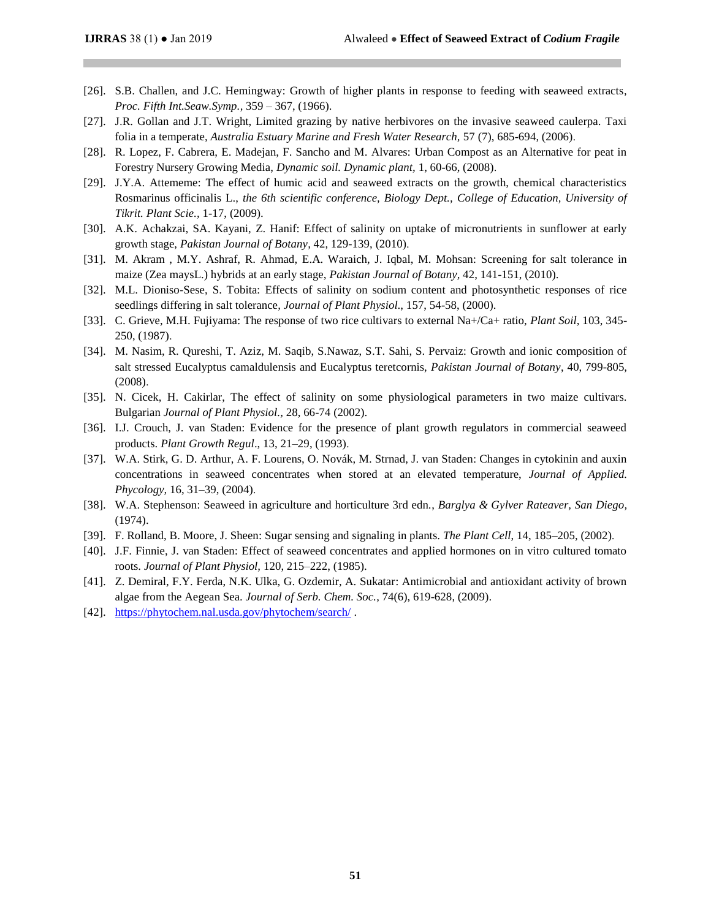[26]. S.B. Challen, and J.C. Hemingway: Growth of higher plants in response to feeding with seaweed extracts, *Proc. Fifth Int.Seaw.Symp.*, 359 – 367, (1966).

[27]. J.R. Gollan and J.T. Wright, Limited grazing by native herbivores on the invasive seaweed caulerpa. Taxi folia in a temperate, *Australia Estuary Marine and Fresh Water Research,* 57 (7), 685-694, (2006).

[28]. R. Lopez, F. Cabrera, E. Madejan, F. Sancho and M. Alvares: Urban Compost as an Alternative for peat in Forestry Nursery Growing Media, *Dynamic soil. Dynamic plant,* 1, 60-66, (2008).

[29]. J.Y.A. Attememe: The effect of humic acid and seaweed extracts on the growth, chemical characteristics Rosmarinus officinalis L., *the 6th scientific conference, Biology Dept., College of Education, University of Tikrit. Plant Scie.,* 1-17, (2009).

[30]. A.K. Achakzai, SA. Kayani, Z. Hanif: Effect of salinity on uptake of micronutrients in sunflower at early growth stage, *Pakistan Journal of Botany,* 42, 129-139, (2010).

[31]. M. Akram , M.Y. Ashraf, R. Ahmad, E.A. Waraich, J. Iqbal, M. Mohsan: Screening for salt tolerance in maize (Zea maysL.) hybrids at an early stage, *Pakistan Journal of Botany,* 42, 141-151, (2010).

[32]. M.L. Dioniso-Sese, S. Tobita: Effects of salinity on sodium content and photosynthetic responses of rice seedlings differing in salt tolerance, *Journal of Plant Physiol.*, 157, 54-58, (2000).

[33]. C. Grieve, M.H. Fujiyama: The response of two rice cultivars to external Na+/Ca+ ratio, *Plant Soil,* 103, 345-250, (1987).

[34]. M. Nasim, R. Qureshi, T. Aziz, M. Saqib, S.Nawaz, S.T. Sahi, S. Pervaiz: Growth and ionic composition of salt stressed Eucalyptus camaldulensis and Eucalyptus teretcornis, *Pakistan Journal of Botany*, 40, 799-805, (2008).

[35]. N. Cicek, H. Cakirlar, The effect of salinity on some physiological parameters in two maize cultivars. Bulgarian *Journal of Plant Physiol.,* 28, 66-74 (2002).

[36]. I.J. Crouch, J. van Staden: Evidence for the presence of plant growth regulators in commercial seaweed products. *Plant Growth Regul*., 13, 21–29, (1993).

[37]. W.A. Stirk, G. D. Arthur, A. F. Lourens, O. Novák, M. Strnad, J. van Staden: Changes in cytokinin and auxin concentrations in seaweed concentrates when stored at an elevated temperature, *Journal of Applied. Phycology,* 16, 31–39, (2004).

[38]. W.A. Stephenson: Seaweed in agriculture and horticulture 3rd edn., *Barglya & Gylver Rateaver, San Diego,* (1974).

[39]. F. Rolland, B. Moore, J. Sheen: Sugar sensing and signaling in plants. *The Plant Cell,* 14, 185–205, (2002).

[40]. J.F. Finnie, J. van Staden: Effect of seaweed concentrates and applied hormones on in vitro cultured tomato roots. *Journal of Plant Physiol,* 120, 215–222, (1985).

[41]. Z. Demiral, F.Y. Ferda, N.K. Ulka, G. Ozdemir, A. Sukatar: Antimicrobial and antioxidant activity of brown algae from the Aegean Sea. *Journal of Serb. Chem. Soc.,* 74(6), 619-628, (2009).

[42]. https://phytochem.nal.usda.gov/phytochem/search/ .